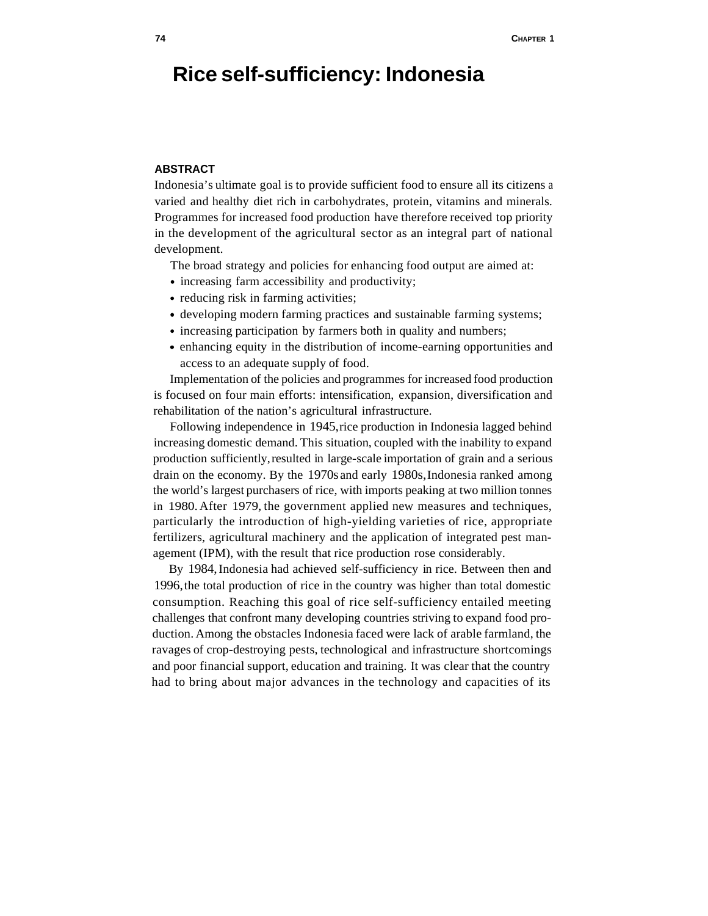# Rice self-sufficiency: Indonesia

## ABSTRACT

Indonesia's ultimate goal is to provide sufficient food to ensure all its citizens a varied and healthy diet rich in carbohydrates, protein, vitamins and minerals. Programmes for increased food production have therefore received top priority in the development of the agricultural sector as an integral part of national development.

The broad strategy and policies for enhancing food output are aimed at:

- increasing farm accessibility and productivity;
- reducing risk in farming activities;
- developing modern farming practices and sustainable farming systems;
- increasing participation by farmers both in quality and numbers;
- enhancing equity in the distribution of income-earning opportunities and access to an adequate supply of food.

Implementation of the policies and programmes for increased food production is focused on four main efforts: intensification, expansion, diversification and rehabilitation of the nation's agricultural infrastructure.

Following independence in 1945, rice production in Indonesia lagged behind increasing domestic demand. This situation, coupled with the inability to expand production sufficiently, resulted in large-scale importation of grain and a serious drain on the economy. By the 1970s and early 1980s, Indonesia ranked among the world's largest purchasers of rice, with imports peaking at two million tonnes in 1980. After 1979, the government applied new measures and techniques, particularly the introduction of high-yielding varieties of rice, appropriate fertilizers, agricultural machinery and the application of integrated pest management (IPM), with the result that rice production rose considerably.

By 1984, Indonesia had achieved self-sufficiency in rice. Between then and 1996, the total production of rice in the country was higher than total domestic consumption. Reaching this goal of rice self-sufficiency entailed meeting challenges that confront many developing countries striving to expand food production. Among the obstacles Indonesia faced were lack of arable farmland, the ravages of crop-destroying pests, technological and infrastructure shortcomings and poor financial support, education and training. It was clear that the country had to bring about major advances in the technology and capacities of its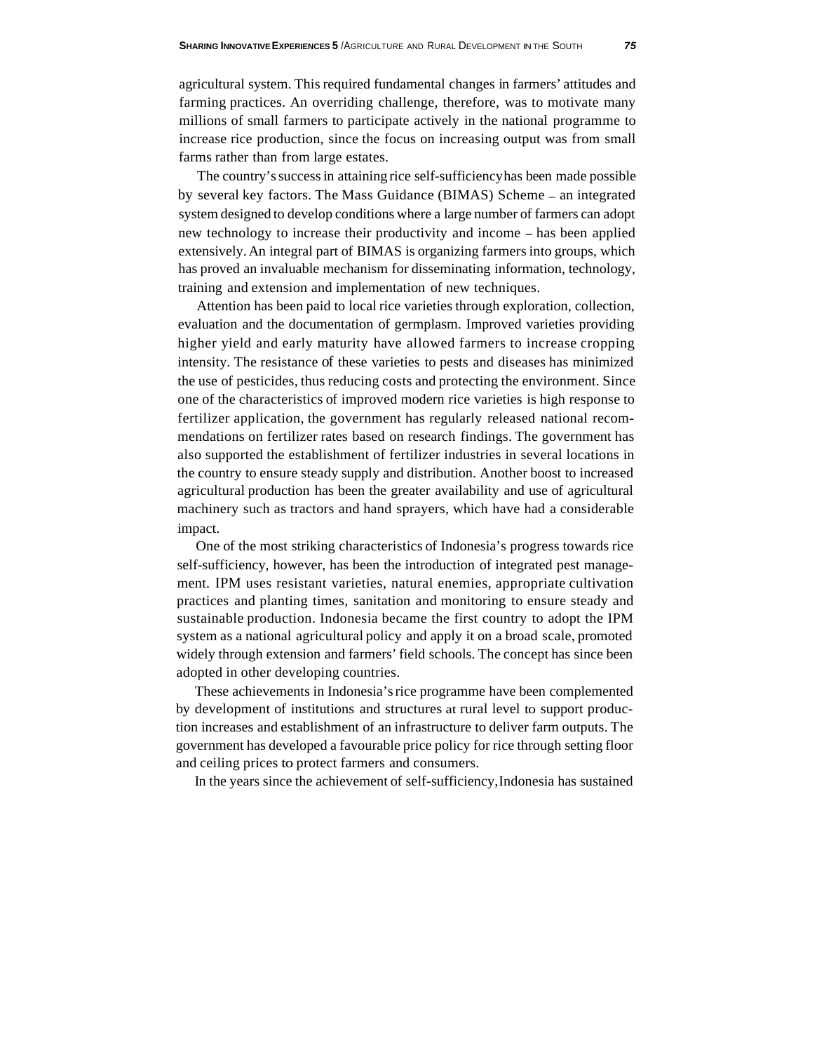agricultural system. This required fundamental changes in farmers' attitudes and farming practices. An overriding challenge, therefore, was to motivate many millions of small farmers to participate actively in the national programme to increase rice production, since the focus on increasing output was from small farms rather than from large estates.

The country's success in attaining rice self-sufficiency has been made possible by several key factors. The Mass Guidance (BIMAS) Scheme – an integrated system designed to develop conditions where a large number of farmers can adopt new technology to increase their productivity and income – has been applied extensively. An integral part of BIMAS is organizing farmers into groups, which has proved an invaluable mechanism for disseminating information, technology, training and extension and implementation of new techniques.

Attention has been paid to local rice varieties through exploration, collection, evaluation and the documentation of germplasm. Improved varieties providing higher yield and early maturity have allowed farmers to increase cropping intensity. The resistance of these varieties to pests and diseases has minimized the use of pesticides, thus reducing costs and protecting the environment. Since one of the characteristics of improved modern rice varieties is high response to fertilizer application, the government has regularly released national recommendations on fertilizer rates based on research findings. The government has also supported the establishment of fertilizer industries in several locations in the country to ensure steady supply and distribution. Another boost to increased agricultural production has been the greater availability and use of agricultural machinery such as tractors and hand sprayers, which have had a considerable impact.

One of the most striking characteristics of Indonesia's progress towards rice self-sufficiency, however, has been the introduction of integrated pest management. IPM uses resistant varieties, natural enemies, appropriate cultivation practices and planting times, sanitation and monitoring to ensure steady and sustainable production. Indonesia became the first country to adopt the IPM system as a national agricultural policy and apply it on a broad scale, promoted widely through extension and farmers' field schools. The concept has since been adopted in other developing countries.

These achievements in Indonesia's rice programme have been complemented by development of institutions and structures at rural level to support production increases and establishment of an infrastructure to deliver farm outputs. The government has developed a favourable price policy for rice through setting floor and ceiling prices to protect farmers and consumers.

In the years since the achievement of self-sufficiency, Indonesia has sustained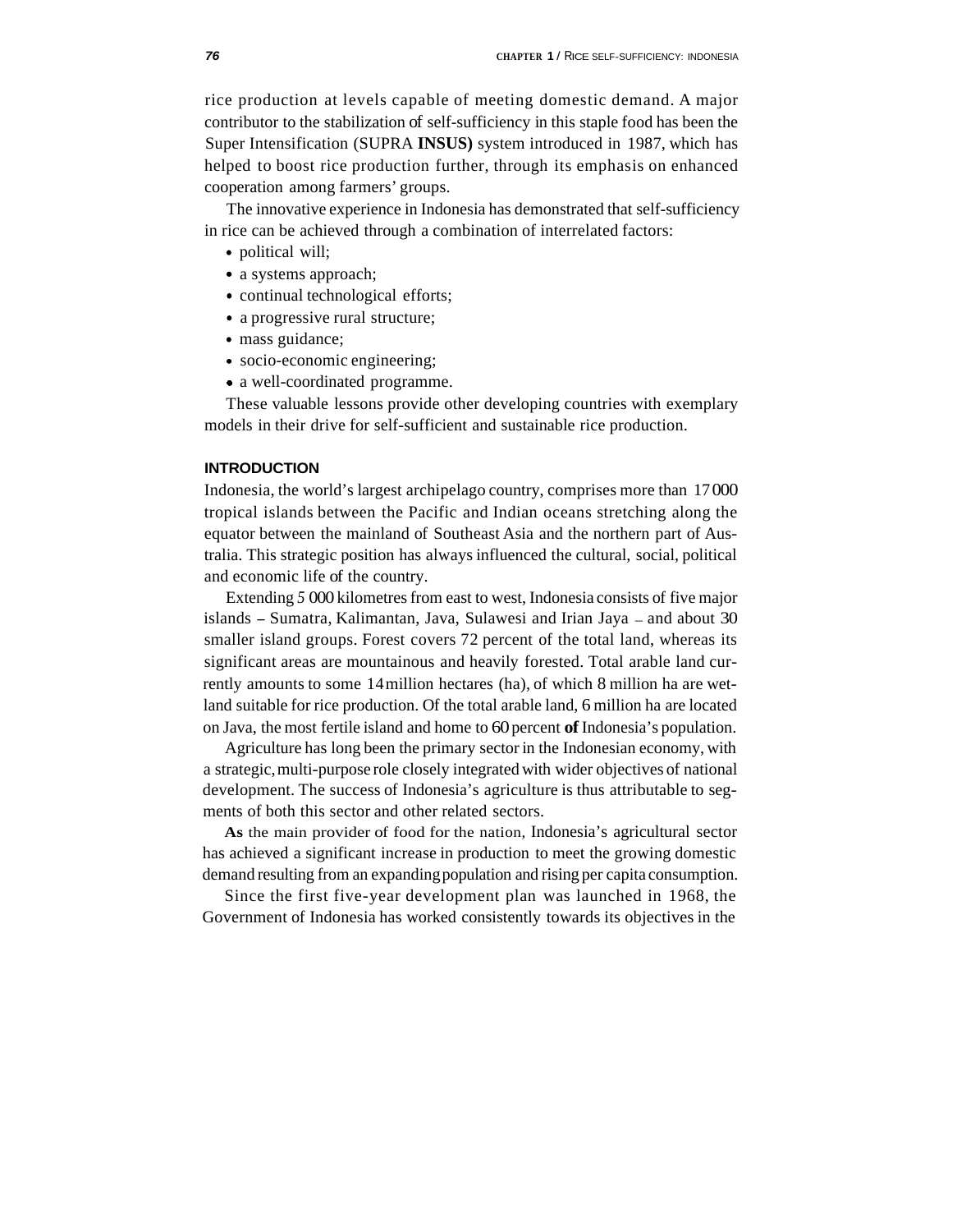rice production at levels capable of meeting domestic demand. A major contributor to the stabilization of self-sufficiency in this staple food has been the Super Intensification (SUPRA **INSUS)** system introduced in 1987, which has helped to boost rice production further, through its emphasis on enhanced cooperation among farmers' groups.

The innovative experience in Indonesia has demonstrated that self-sufficiency in rice can be achieved through a combination of interrelated factors:

- political will;
- a systems approach;
- continual technological efforts;
- a progressive rural structure;
- mass guidance;
- socio-economic engineering;
- a well-coordinated programme.

These valuable lessons provide other developing countries with exemplary models in their drive for self-sufficient and sustainable rice production.

## INTRODUCTION

Indonesia, the world's largest archipelago country, comprises more than 17 000 tropical islands between the Pacific and Indian oceans stretching along the equator between the mainland of Southeast Asia and the northern part of Australia. This strategic position has always influenced the cultural, social, political and economic life of the country.

Extending 5 000 kilometres from east to west, Indonesia consists of five major islands – Sumatra, Kalimantan, Java, Sulawesi and Irian Jaya – and about 30 smaller island groups. Forest covers 72 percent of the total land, whereas its significant areas are mountainous and heavily forested. Total arable land currently amounts to some 14 million hectares (ha), of which 8 million ha are wetland suitable for rice production. Of the total arable land, 6 million ha are located on Java, the most fertile island and home to 60 percent **of** Indonesia's population.

Agriculture has long been the primary sector in the Indonesian economy, with a strategic, multi-purpose role closely integrated with wider objectives of national development. The success of Indonesia's agriculture is thus attributable to segments of both this sector and other related sectors.

**As** the main provider of food for the nation, Indonesia's agricultural sector has achieved a significant increase in production to meet the growing domestic demand resulting from an expanding population and rising per capita consumption.

Since the first five-year development plan was launched in 1968, the Government of Indonesia has worked consistently towards its objectives in the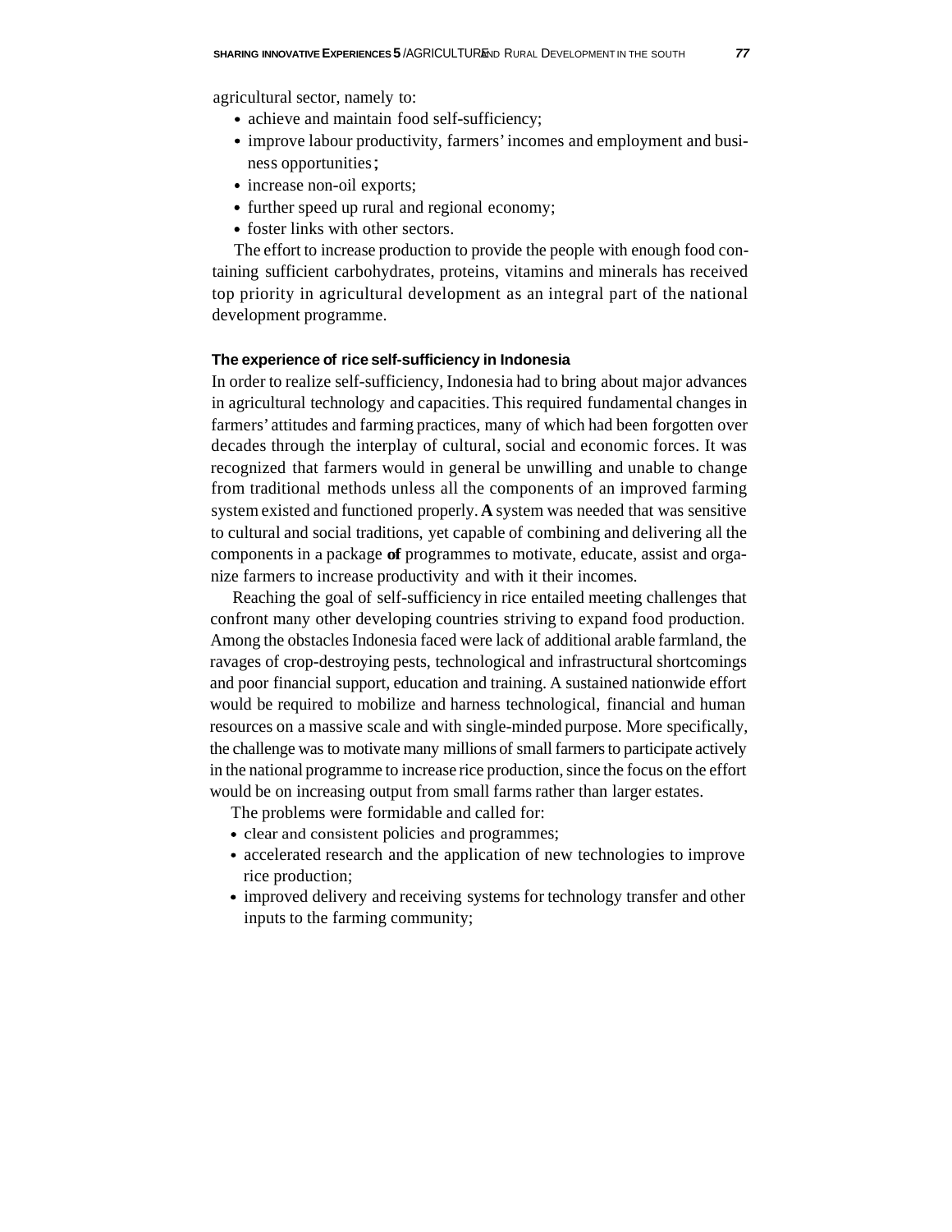agricultural sector, namely to:

- achieve and maintain food self-sufficiency;
- improve labour productivity, farmers' incomes and employment and business opportunities;
- increase non-oil exports;
- further speed up rural and regional economy;
- foster links with other sectors.

The effort to increase production to provide the people with enough food containing sufficient carbohydrates, proteins, vitamins and minerals has received top priority in agricultural development as an integral part of the national development programme.

### The experience of rice self-sufficiency in Indonesia

In order to realize self-sufficiency, Indonesia had to bring about major advances in agricultural technology and capacities. This required fundamental changes in farmers' attitudes and farming practices, many of which had been forgotten over decades through the interplay of cultural, social and economic forces. It was recognized that farmers would in general be unwilling and unable to change from traditional methods unless all the components of an improved farming system existed and functioned properly. A system was needed that was sensitive to cultural and social traditions, yet capable of combining and delivering all the components in a package of programmes to motivate, educate, assist and organize farmers to increase productivity and with it their incomes.

Reaching the goal of self-sufficiency in rice entailed meeting challenges that confront many other developing countries striving to expand food production. Among the obstacles Indonesia faced were lack of additional arable farmland, the ravages of crop-destroying pests, technological and infrastructural shortcomings and poor financial support, education and training. A sustained nationwide effort would be required to mobilize and harness technological, financial and human resources on a massive scale and with single-minded purpose. More specifically, the challenge was to motivate many millions of small farmers to participate actively in the national programme to increase rice production, since the focus on the effort would be on increasing output from small farms rather than larger estates.

The problems were formidable and called for:

- clear and consistent policies and programmes;
- accelerated research and the application of new technologies to improve rice production;
- improved delivery and receiving systems for technology transfer and other inputs to the farming community;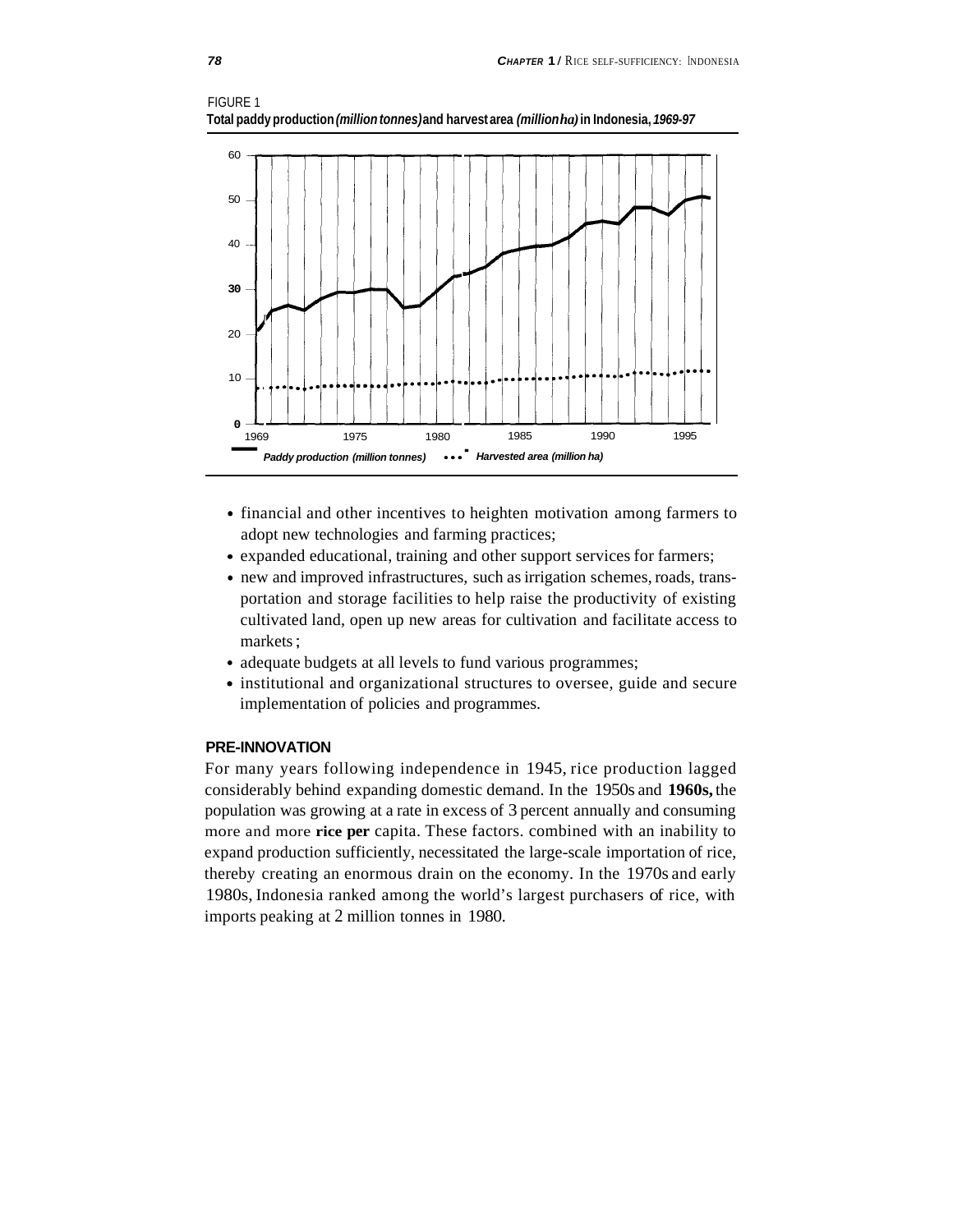FIGURE 1
**Total paddy production *(million tonnes)* and harvest area *(million ha)* in Indonesia, *1969-97***

- financial and other incentives to heighten motivation among farmers to adopt new technologies and farming practices;
- expanded educational, training and other support services for farmers;
- new and improved infrastructures, such as irrigation schemes, roads, transportation and storage facilities to help raise the productivity of existing cultivated land, open up new areas for cultivation and facilitate access to markets;
- adequate budgets at all levels to fund various programmes;
- institutional and organizational structures to oversee, guide and secure implementation of policies and programmes.

## PRE-INNOVATION

For many years following independence in 1945, rice production lagged considerably behind expanding domestic demand. In the 1950s and 1960s, the population was growing at a rate in excess of 3 percent annually and consuming more and more rice per capita. These factors. combined with an inability to expand production sufficiently, necessitated the large-scale importation of rice, thereby creating an enormous drain on the economy. In the 1970s and early 1980s, Indonesia ranked among the world's largest purchasers of rice, with imports peaking at 2 million tonnes in 1980.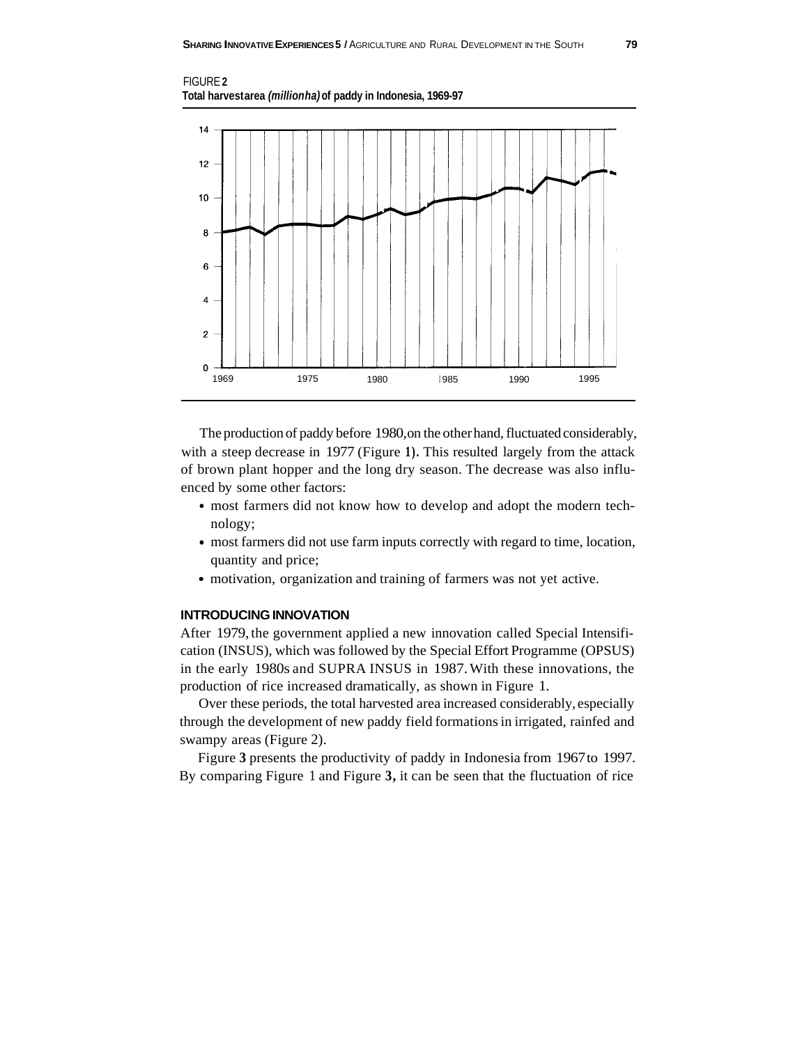FIGURE 2
**Total harvest area *(million ha)* of paddy in Indonesia, 1969-97**

The production of paddy before 1980, on the other hand, fluctuated considerably, with a steep decrease in 1977 (Figure 1). This resulted largely from the attack of brown plant hopper and the long dry season. The decrease was also influenced by some other factors:

- most farmers did not know how to develop and adopt the modern technology;
- most farmers did not use farm inputs correctly with regard to time, location, quantity and price;
- motivation, organization and training of farmers was not yet active.

## INTRODUCING INNOVATION

After 1979, the government applied a new innovation called Special Intensification (INSUS), which was followed by the Special Effort Programme (OPSUS) in the early 1980s and SUPRA INSUS in 1987. With these innovations, the production of rice increased dramatically, as shown in Figure 1.

Over these periods, the total harvested area increased considerably, especially through the development of new paddy field formations in irrigated, rainfed and swampy areas (Figure 2).

Figure 3 presents the productivity of paddy in Indonesia from 1967 to 1997. By comparing Figure 1 and Figure 3, it can be seen that the fluctuation of rice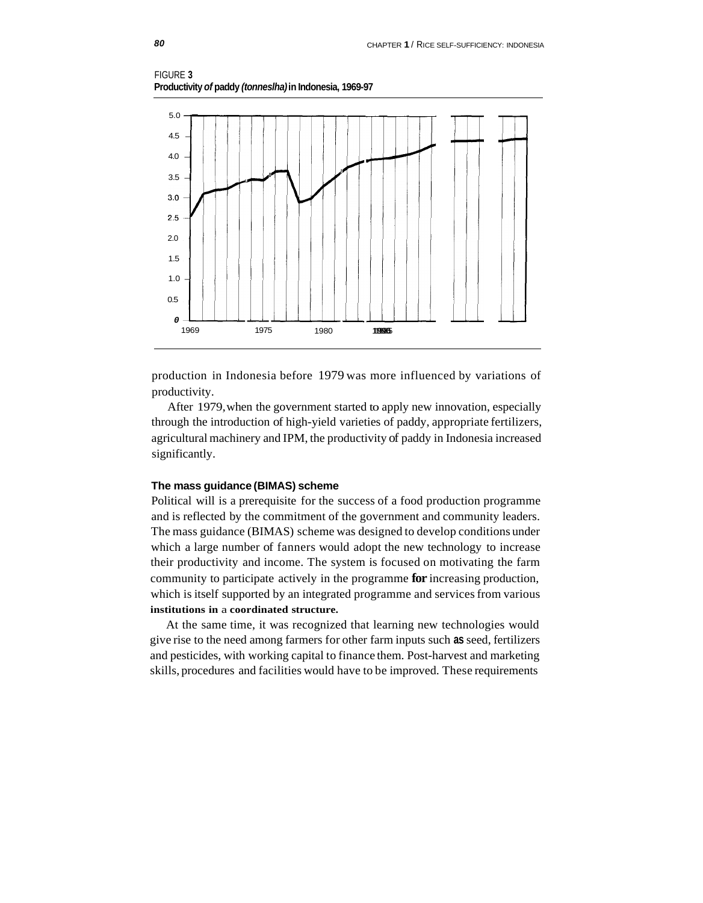FIGURE 3
**Productivity of paddy (tonnes/ha) in Indonesia, 1969-97**

production in Indonesia before 1979 was more influenced by variations of productivity.

After 1979, when the government started to apply new innovation, especially through the introduction of high-yield varieties of paddy, appropriate fertilizers, agricultural machinery and IPM, the productivity of paddy in Indonesia increased significantly.

### The mass guidance (BIMAS) scheme

Political will is a prerequisite for the success of a food production programme and is reflected by the commitment of the government and community leaders. The mass guidance (BIMAS) scheme was designed to develop conditions under which a large number of fanners would adopt the new technology to increase their productivity and income. The system is focused on motivating the farm community to participate actively in the programme for increasing production, which is itself supported by an integrated programme and services from various institutions in a coordinated structure.

At the same time, it was recognized that learning new technologies would give rise to the need among farmers for other farm inputs such as seed, fertilizers and pesticides, with working capital to finance them. Post-harvest and marketing skills, procedures and facilities would have to be improved. These requirements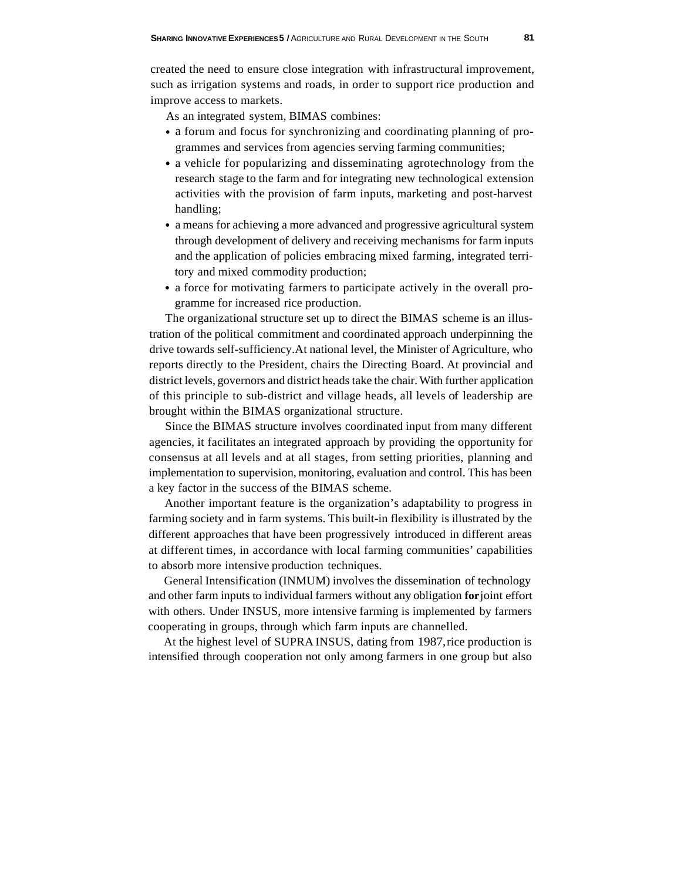created the need to ensure close integration with infrastructural improvement, such as irrigation systems and roads, in order to support rice production and improve access to markets.

As an integrated system, BIMAS combines:

- a forum and focus for synchronizing and coordinating planning of programmes and services from agencies serving farming communities;
- a vehicle for popularizing and disseminating agrotechnology from the research stage to the farm and for integrating new technological extension activities with the provision of farm inputs, marketing and post-harvest handling;
- a means for achieving a more advanced and progressive agricultural system through development of delivery and receiving mechanisms for farm inputs and the application of policies embracing mixed farming, integrated territory and mixed commodity production;
- a force for motivating farmers to participate actively in the overall programme for increased rice production.

The organizational structure set up to direct the BIMAS scheme is an illustration of the political commitment and coordinated approach underpinning the drive towards self-sufficiency. At national level, the Minister of Agriculture, who reports directly to the President, chairs the Directing Board. At provincial and district levels, governors and district heads take the chair. With further application of this principle to sub-district and village heads, all levels of leadership are brought within the BIMAS organizational structure.

Since the BIMAS structure involves coordinated input from many different agencies, it facilitates an integrated approach by providing the opportunity for consensus at all levels and at all stages, from setting priorities, planning and implementation to supervision, monitoring, evaluation and control. This has been a key factor in the success of the BIMAS scheme.

Another important feature is the organization's adaptability to progress in farming society and in farm systems. This built-in flexibility is illustrated by the different approaches that have been progressively introduced in different areas at different times, in accordance with local farming communities' capabilities to absorb more intensive production techniques.

General Intensification (INMUM) involves the dissemination of technology and other farm inputs to individual farmers without any obligation for joint effort with others. Under INSUS, more intensive farming is implemented by farmers cooperating in groups, through which farm inputs are channelled.

At the highest level of SUPRA INSUS, dating from 1987, rice production is intensified through cooperation not only among farmers in one group but also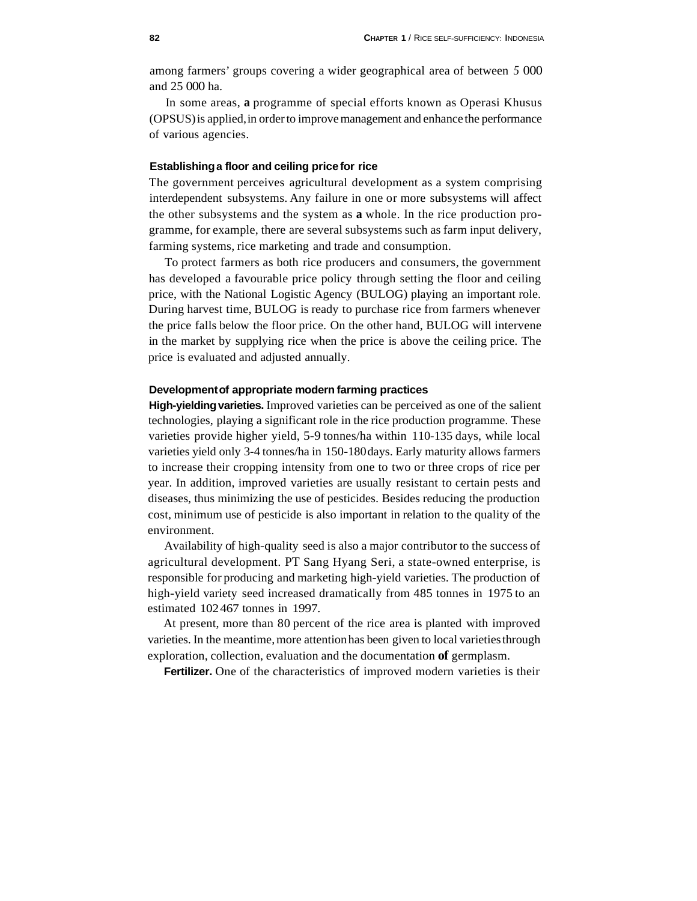among farmers' groups covering a wider geographical area of between 5 000 and 25 000 ha.

In some areas, a programme of special efforts known as Operasi Khusus (OPSUS) is applied, in order to improve management and enhance the performance of various agencies.

### Establishing a floor and ceiling price for rice

The government perceives agricultural development as a system comprising interdependent subsystems. Any failure in one or more subsystems will affect the other subsystems and the system as a whole. In the rice production programme, for example, there are several subsystems such as farm input delivery, farming systems, rice marketing and trade and consumption.

To protect farmers as both rice producers and consumers, the government has developed a favourable price policy through setting the floor and ceiling price, with the National Logistic Agency (BULOG) playing an important role. During harvest time, BULOG is ready to purchase rice from farmers whenever the price falls below the floor price. On the other hand, BULOG will intervene in the market by supplying rice when the price is above the ceiling price. The price is evaluated and adjusted annually.

### Development of appropriate modern farming practices

**High-yielding varieties.** Improved varieties can be perceived as one of the salient technologies, playing a significant role in the rice production programme. These varieties provide higher yield, 5-9 tonnes/ha within 110-135 days, while local varieties yield only 3-4 tonnes/ha in 150-180 days. Early maturity allows farmers to increase their cropping intensity from one to two or three crops of rice per year. In addition, improved varieties are usually resistant to certain pests and diseases, thus minimizing the use of pesticides. Besides reducing the production cost, minimum use of pesticide is also important in relation to the quality of the environment.

Availability of high-quality seed is also a major contributor to the success of agricultural development. PT Sang Hyang Seri, a state-owned enterprise, is responsible for producing and marketing high-yield varieties. The production of high-yield variety seed increased dramatically from 485 tonnes in 1975 to an estimated 102 467 tonnes in 1997.

At present, more than 80 percent of the rice area is planted with improved varieties. In the meantime, more attention has been given to local varieties through exploration, collection, evaluation and the documentation of germplasm.

**Fertilizer.** One of the characteristics of improved modern varieties is their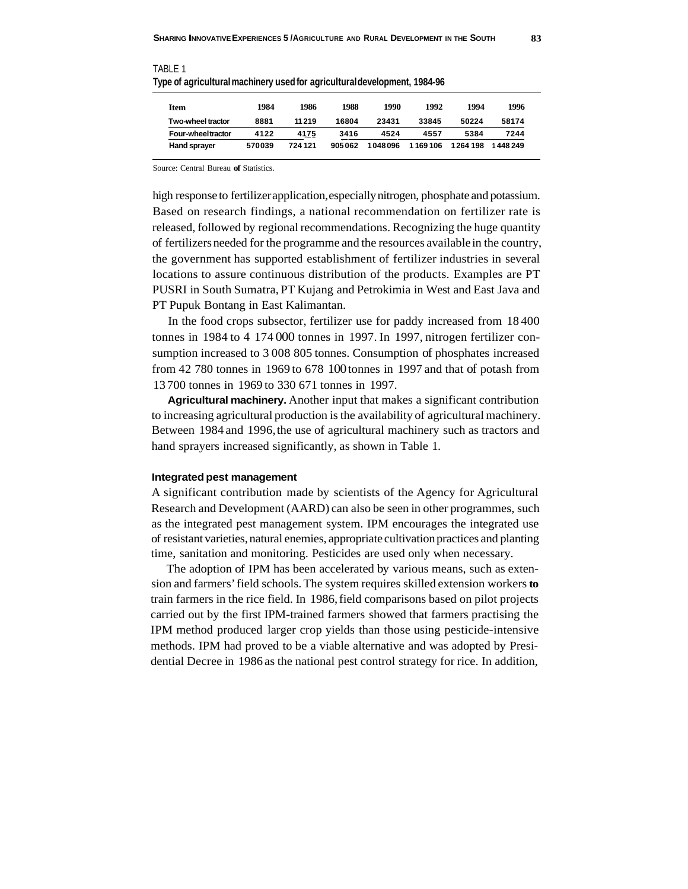TABLE 1

**Type of agricultural machinery used for agricultural development, 1984-96**

| Item | 1984 | 1986 | 1988 | 1990 | 1992 | 1994 | 1996 |
|---|---|---|---|---|---|---|---|
| Two-wheel tractor | 8881 | 11 219 | 16804 | 23431 | 33845 | 50224 | 58174 |
| Four-wheel tractor | 4122 | 4175 | 3416 | 4524 | 4557 | 5384 | 7244 |
| Hand sprayer | 570039 | 724 121 | 905 062 | 1 048 096 | 1 169 106 | 1 264 198 | 1 448 249 |

Source: Central Bureau **of** Statistics.

high response to fertilizer application, especially nitrogen, phosphate and potassium. Based on research findings, a national recommendation on fertilizer rate is released, followed by regional recommendations. Recognizing the huge quantity of fertilizers needed for the programme and the resources available in the country, the government has supported establishment of fertilizer industries in several locations to assure continuous distribution of the products. Examples are PT PUSRI in South Sumatra, PT Kujang and Petrokimia in West and East Java and PT Pupuk Bontang in East Kalimantan.

In the food crops subsector, fertilizer use for paddy increased from 18 400 tonnes in 1984 to 4 174 000 tonnes in 1997. In 1997, nitrogen fertilizer consumption increased to 3 008 805 tonnes. Consumption of phosphates increased from 42 780 tonnes in 1969 to 678 100 tonnes in 1997 and that of potash from 13 700 tonnes in 1969 to 330 671 tonnes in 1997.

**Agricultural machinery.** Another input that makes a significant contribution to increasing agricultural production is the availability of agricultural machinery. Between 1984 and 1996, the use of agricultural machinery such as tractors and hand sprayers increased significantly, as shown in Table 1.

#### Integrated pest management

A significant contribution made by scientists of the Agency for Agricultural Research and Development (AARD) can also be seen in other programmes, such as the integrated pest management system. IPM encourages the integrated use of resistant varieties, natural enemies, appropriate cultivation practices and planting time, sanitation and monitoring. Pesticides are used only when necessary.

The adoption of IPM has been accelerated by various means, such as extension and farmers' field schools. The system requires skilled extension workers **to** train farmers in the rice field. In 1986, field comparisons based on pilot projects carried out by the first IPM-trained farmers showed that farmers practising the IPM method produced larger crop yields than those using pesticide-intensive methods. IPM had proved to be a viable alternative and was adopted by Presidential Decree in 1986 as the national pest control strategy for rice. In addition,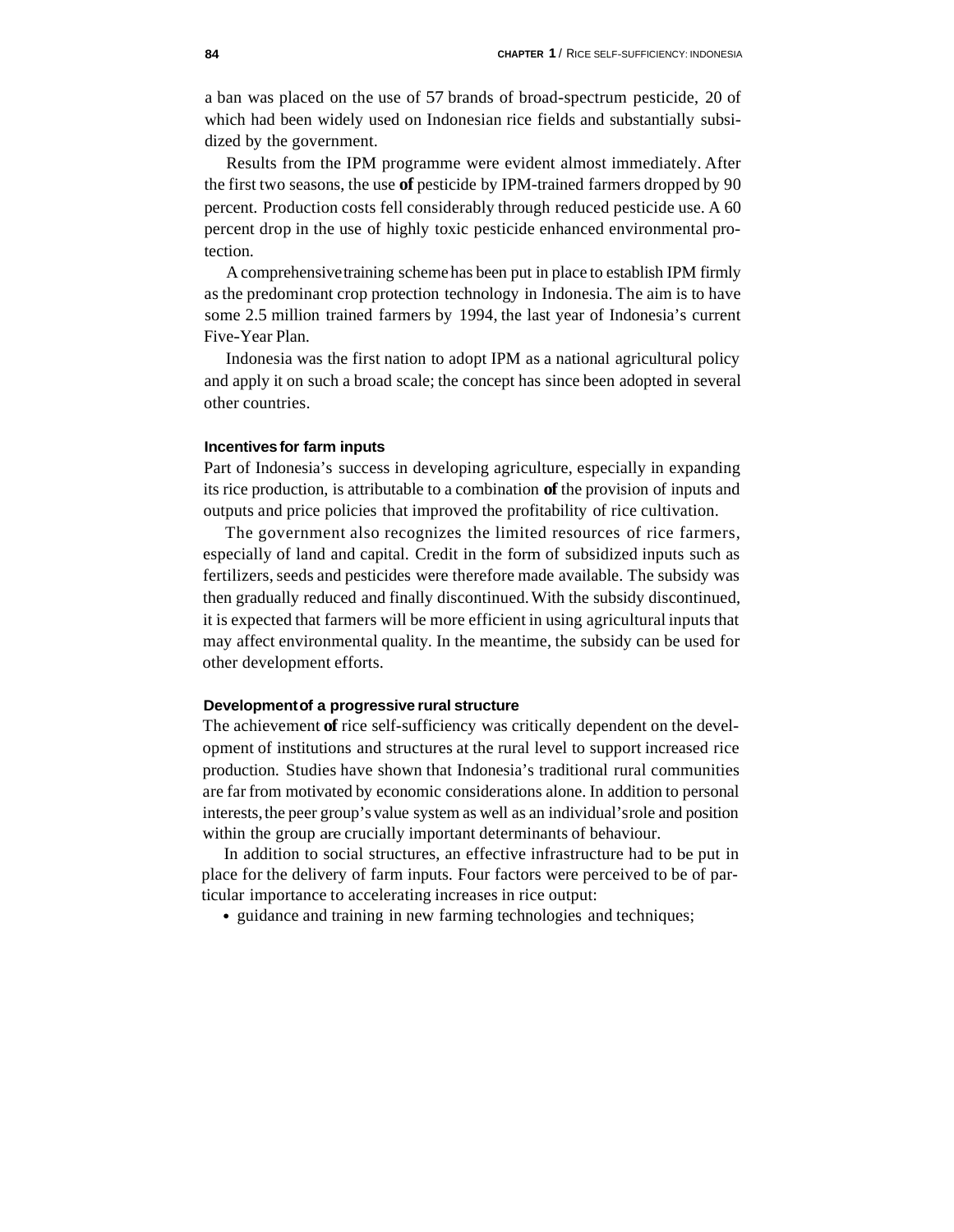a ban was placed on the use of 57 brands of broad-spectrum pesticide, 20 of which had been widely used on Indonesian rice fields and substantially subsidized by the government.

Results from the IPM programme were evident almost immediately. After the first two seasons, the use of pesticide by IPM-trained farmers dropped by 90 percent. Production costs fell considerably through reduced pesticide use. A 60 percent drop in the use of highly toxic pesticide enhanced environmental protection.

A comprehensive training scheme has been put in place to establish IPM firmly as the predominant crop protection technology in Indonesia. The aim is to have some 2.5 million trained farmers by 1994, the last year of Indonesia's current Five-Year Plan.

Indonesia was the first nation to adopt IPM as a national agricultural policy and apply it on such a broad scale; the concept has since been adopted in several other countries.

### Incentives for farm inputs

Part of Indonesia's success in developing agriculture, especially in expanding its rice production, is attributable to a combination of the provision of inputs and outputs and price policies that improved the profitability of rice cultivation.

The government also recognizes the limited resources of rice farmers, especially of land and capital. Credit in the form of subsidized inputs such as fertilizers, seeds and pesticides were therefore made available. The subsidy was then gradually reduced and finally discontinued. With the subsidy discontinued, it is expected that farmers will be more efficient in using agricultural inputs that may affect environmental quality. In the meantime, the subsidy can be used for other development efforts.

### Development of a progressive rural structure

The achievement of rice self-sufficiency was critically dependent on the development of institutions and structures at the rural level to support increased rice production. Studies have shown that Indonesia's traditional rural communities are far from motivated by economic considerations alone. In addition to personal interests, the peer group's value system as well as an individual's role and position within the group are crucially important determinants of behaviour.

In addition to social structures, an effective infrastructure had to be put in place for the delivery of farm inputs. Four factors were perceived to be of particular importance to accelerating increases in rice output:

- guidance and training in new farming technologies and techniques;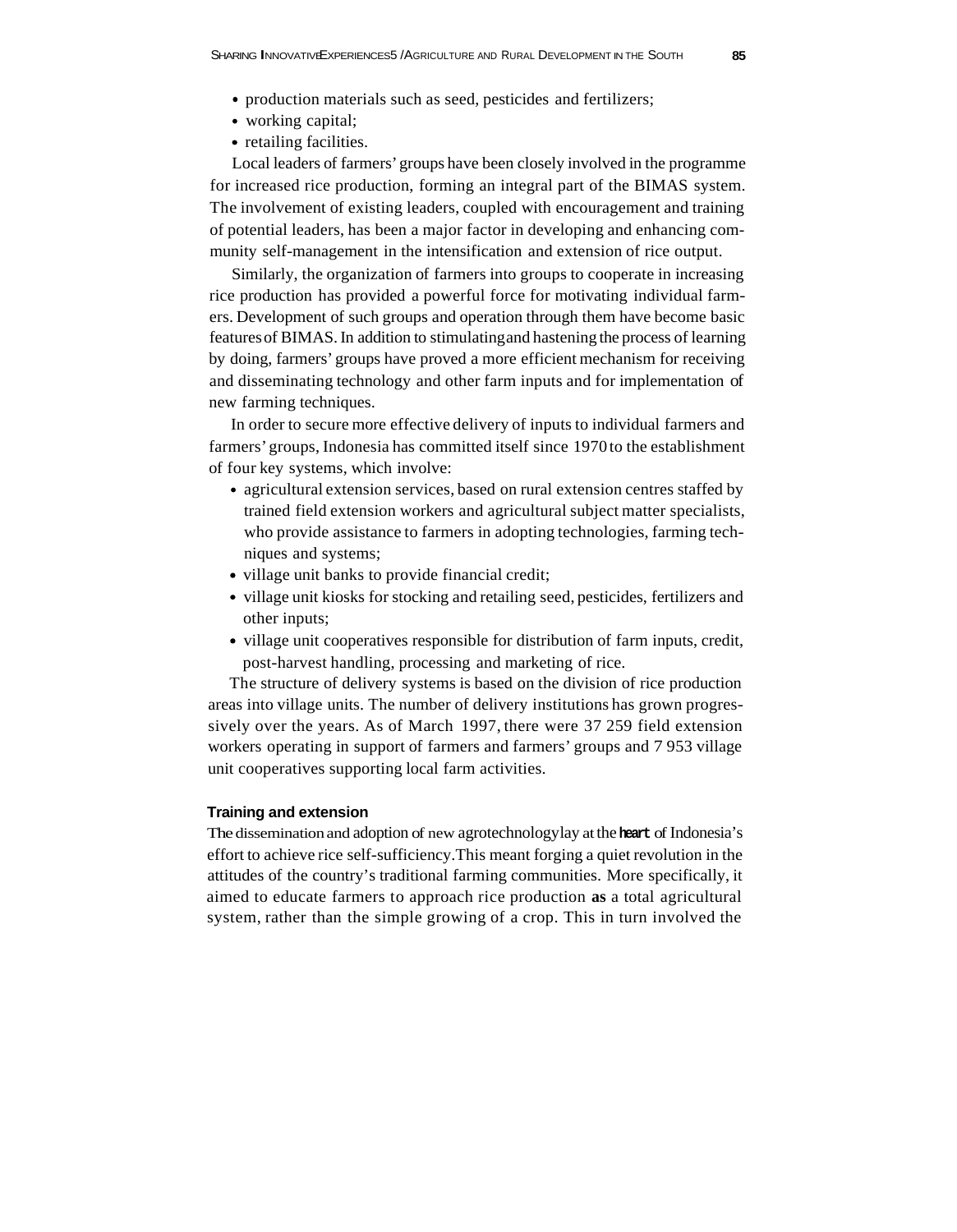- production materials such as seed, pesticides and fertilizers;
- working capital;
- retailing facilities.

Local leaders of farmers' groups have been closely involved in the programme for increased rice production, forming an integral part of the BIMAS system. The involvement of existing leaders, coupled with encouragement and training of potential leaders, has been a major factor in developing and enhancing community self-management in the intensification and extension of rice output.

Similarly, the organization of farmers into groups to cooperate in increasing rice production has provided a powerful force for motivating individual farmers. Development of such groups and operation through them have become basic features of BIMAS. In addition to stimulating and hastening the process of learning by doing, farmers' groups have proved a more efficient mechanism for receiving and disseminating technology and other farm inputs and for implementation of new farming techniques.

In order to secure more effective delivery of inputs to individual farmers and farmers' groups, Indonesia has committed itself since 1970 to the establishment of four key systems, which involve:

- agricultural extension services, based on rural extension centres staffed by trained field extension workers and agricultural subject matter specialists, who provide assistance to farmers in adopting technologies, farming techniques and systems;
- village unit banks to provide financial credit;
- village unit kiosks for stocking and retailing seed, pesticides, fertilizers and other inputs;
- village unit cooperatives responsible for distribution of farm inputs, credit, post-harvest handling, processing and marketing of rice.

The structure of delivery systems is based on the division of rice production areas into village units. The number of delivery institutions has grown progressively over the years. As of March 1997, there were 37 259 field extension workers operating in support of farmers and farmers' groups and 7 953 village unit cooperatives supporting local farm activities.

#### Training and extension

The dissemination and adoption of new agrotechnology lay at the heart of Indonesia's effort to achieve rice self-sufficiency. This meant forging a quiet revolution in the attitudes of the country's traditional farming communities. More specifically, it aimed to educate farmers to approach rice production as a total agricultural system, rather than the simple growing of a crop. This in turn involved the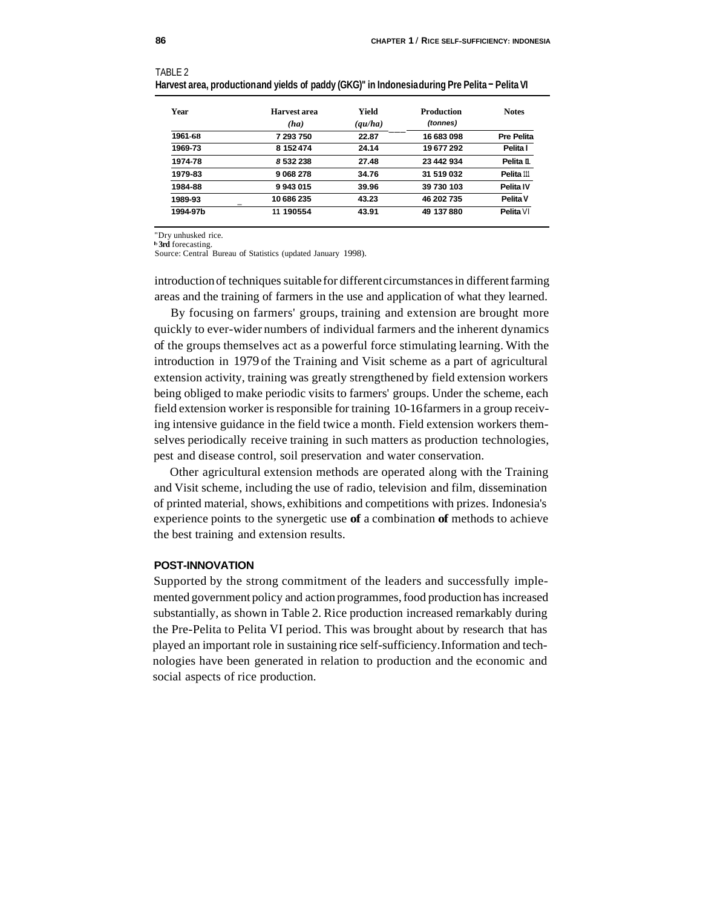TABLE 2

**Harvest area, production and yields of paddy (GKG)[a] in Indonesia during Pre Pelita – Pelita VI**

| Year | Harvest area (ha) | Yield (qu/ha) | Production (tonnes) | Notes |
|---|---|---|---|---|
| 1961-68 | 7 293 750 | 22.87 | 16 683 098 | Pre Pelita |
| 1969-73 | 8 152 474 | 24.14 | 19 677 292 | Pelita I |
| 1974-78 | 8 532 238 | 27.48 | 23 442 934 | Pelita II |
| 1979-83 | 9 068 278 | 34.76 | 31 519 032 | Pelita III |
| 1984-88 | 9 943 015 | 39.96 | 39 730 103 | Pelita IV |
| 1989-93 | 10 686 235 | 43.23 | 46 202 735 | Pelita V |
| 1994-97b | 11 190554 | 43.91 | 49 137 880 | Pelita VI |

[a] Dry unhusked rice.
[b] **3rd** forecasting.
Source: Central Bureau of Statistics (updated January 1998).

introduction of techniques suitable for different circumstances in different farming areas and the training of farmers in the use and application of what they learned.

By focusing on farmers' groups, training and extension are brought more quickly to ever-wider numbers of individual farmers and the inherent dynamics of the groups themselves act as a powerful force stimulating learning. With the introduction in 1979 of the Training and Visit scheme as a part of agricultural extension activity, training was greatly strengthened by field extension workers being obliged to make periodic visits to farmers' groups. Under the scheme, each field extension worker is responsible for training 10-16 farmers in a group receiving intensive guidance in the field twice a month. Field extension workers themselves periodically receive training in such matters as production technologies, pest and disease control, soil preservation and water conservation.

Other agricultural extension methods are operated along with the Training and Visit scheme, including the use of radio, television and film, dissemination of printed material, shows, exhibitions and competitions with prizes. Indonesia's experience points to the synergetic use **of** a combination **of** methods to achieve the best training and extension results.

## POST-INNOVATION

Supported by the strong commitment of the leaders and successfully implemented government policy and action programmes, food production has increased substantially, as shown in Table 2. Rice production increased remarkably during the Pre-Pelita to Pelita VI period. This was brought about by research that has played an important role in sustaining rice self-sufficiency. Information and technologies have been generated in relation to production and the economic and social aspects of rice production.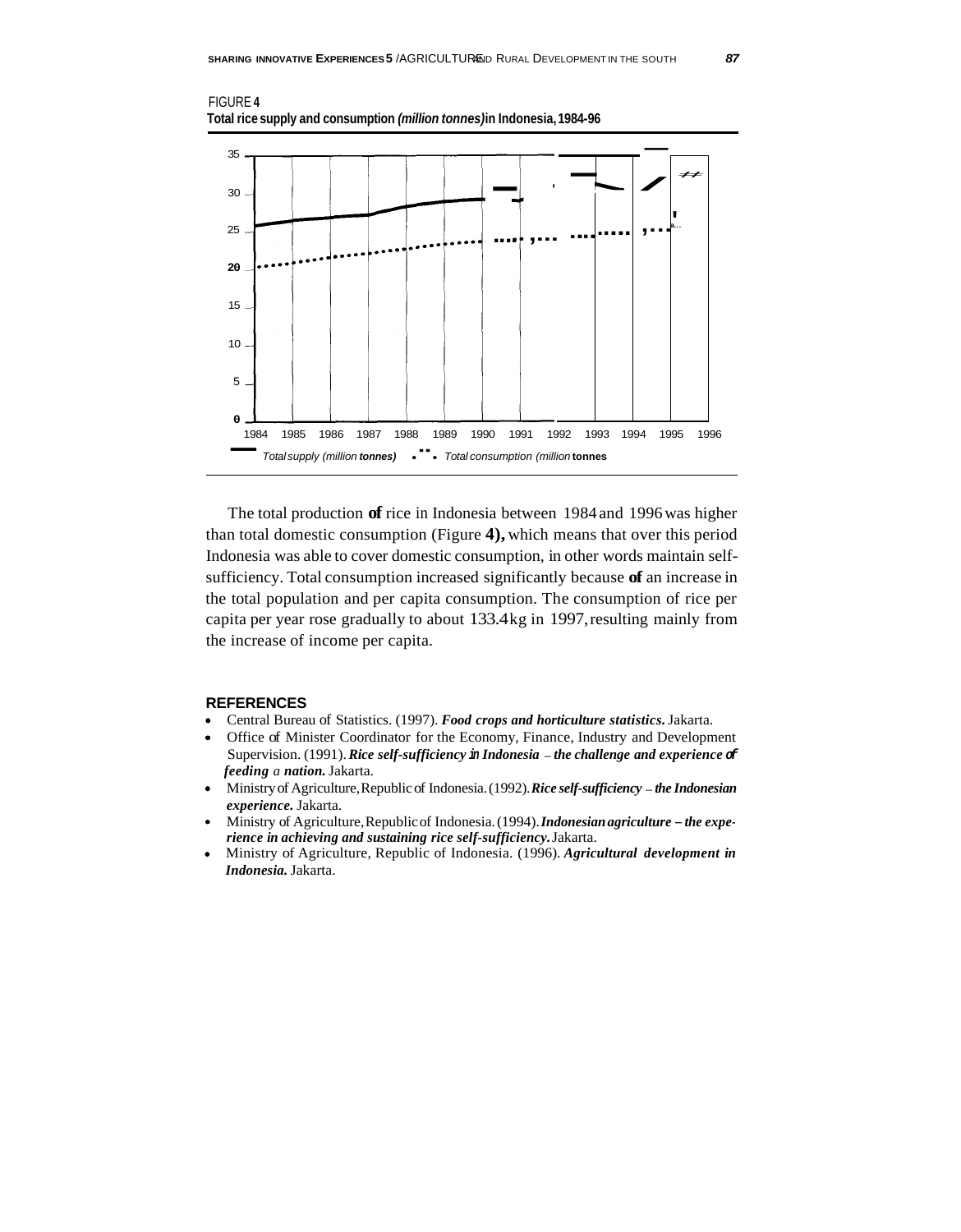FIGURE 4
**Total rice supply and consumption *(million tonnes)* in Indonesia, 1984-96**

35
30
25
20
15
10
5
0

1984 1985 1986 1987 1988 1989 1990 1991 1992 1993 1994 1995 1996

*Total supply (million* ***tonnes)*** *Total consumption (million* **tonnes**

The total production **of** rice in Indonesia between 1984 and 1996 was higher than total domestic consumption (Figure **4),** which means that over this period Indonesia was able to cover domestic consumption, in other words maintain self-sufficiency. Total consumption increased significantly because **of** an increase in the total population and per capita consumption. The consumption of rice per capita per year rose gradually to about 133.4 kg in 1997, resulting mainly from the increase of income per capita.

## REFERENCES

- Central Bureau of Statistics. (1997). ***Food crops and horticulture statistics.*** Jakarta.
- Office of Minister Coordinator for the Economy, Finance, Industry and Development Supervision. (1991). ***Rice self-sufficiency in Indonesia – the challenge and experience of feeding a nation.*** Jakarta.
- Ministry of Agriculture, Republic of Indonesia. (1992). ***Rice self-sufficiency – the Indonesian experience.*** Jakarta.
- Ministry of Agriculture, Republic of Indonesia. (1994). ***Indonesian agriculture – the experience in achieving and sustaining rice self-sufficiency.*** Jakarta.
- Ministry of Agriculture, Republic of Indonesia. (1996). ***Agricultural development in Indonesia.*** Jakarta.